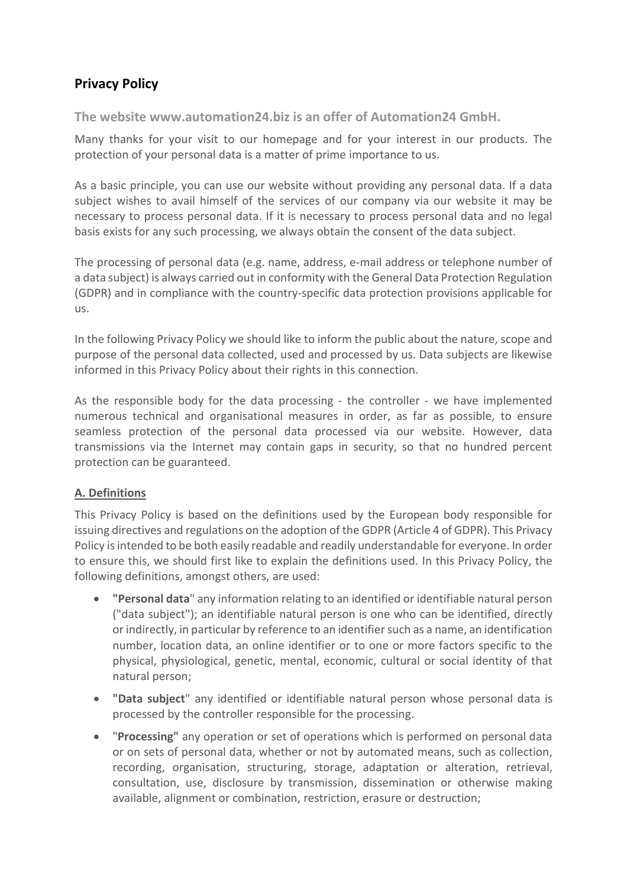# Privacy Policy

## The website www.automation24.biz is an offer of Automation24 GmbH.

Many thanks for your visit to our homepage and for your interest in our products. The protection of your personal data is a matter of prime importance to us.

As a basic principle, you can use our website without providing any personal data. If a data subject wishes to avail himself of the services of our company via our website it may be necessary to process personal data. If it is necessary to process personal data and no legal basis exists for any such processing, we always obtain the consent of the data subject.

The processing of personal data (e.g. name, address, e-mail address or telephone number of a data subject) is always carried out in conformity with the General Data Protection Regulation (GDPR) and in compliance with the country-specific data protection provisions applicable for us.

In the following Privacy Policy we should like to inform the public about the nature, scope and purpose of the personal data collected, used and processed by us. Data subjects are likewise informed in this Privacy Policy about their rights in this connection.

As the responsible body for the data processing - the controller - we have implemented numerous technical and organisational measures in order, as far as possible, to ensure seamless protection of the personal data processed via our website. However, data transmissions via the Internet may contain gaps in security, so that no hundred percent protection can be guaranteed.

### A. Definitions

This Privacy Policy is based on the definitions used by the European body responsible for issuing directives and regulations on the adoption of the GDPR (Article 4 of GDPR). This Privacy Policy is intended to be both easily readable and readily understandable for everyone. In order to ensure this, we should first like to explain the definitions used. In this Privacy Policy, the following definitions, amongst others, are used:

- **"Personal data**" any information relating to an identified or identifiable natural person ("data subject"); an identifiable natural person is one who can be identified, directly or indirectly, in particular by reference to an identifier such as a name, an identification number, location data, an online identifier or to one or more factors specific to the physical, physiological, genetic, mental, economic, cultural or social identity of that natural person;
- **"Data subject**" any identified or identifiable natural person whose personal data is processed by the controller responsible for the processing.
- "**Processing"** any operation or set of operations which is performed on personal data or on sets of personal data, whether or not by automated means, such as collection, recording, organisation, structuring, storage, adaptation or alteration, retrieval, consultation, use, disclosure by transmission, dissemination or otherwise making available, alignment or combination, restriction, erasure or destruction;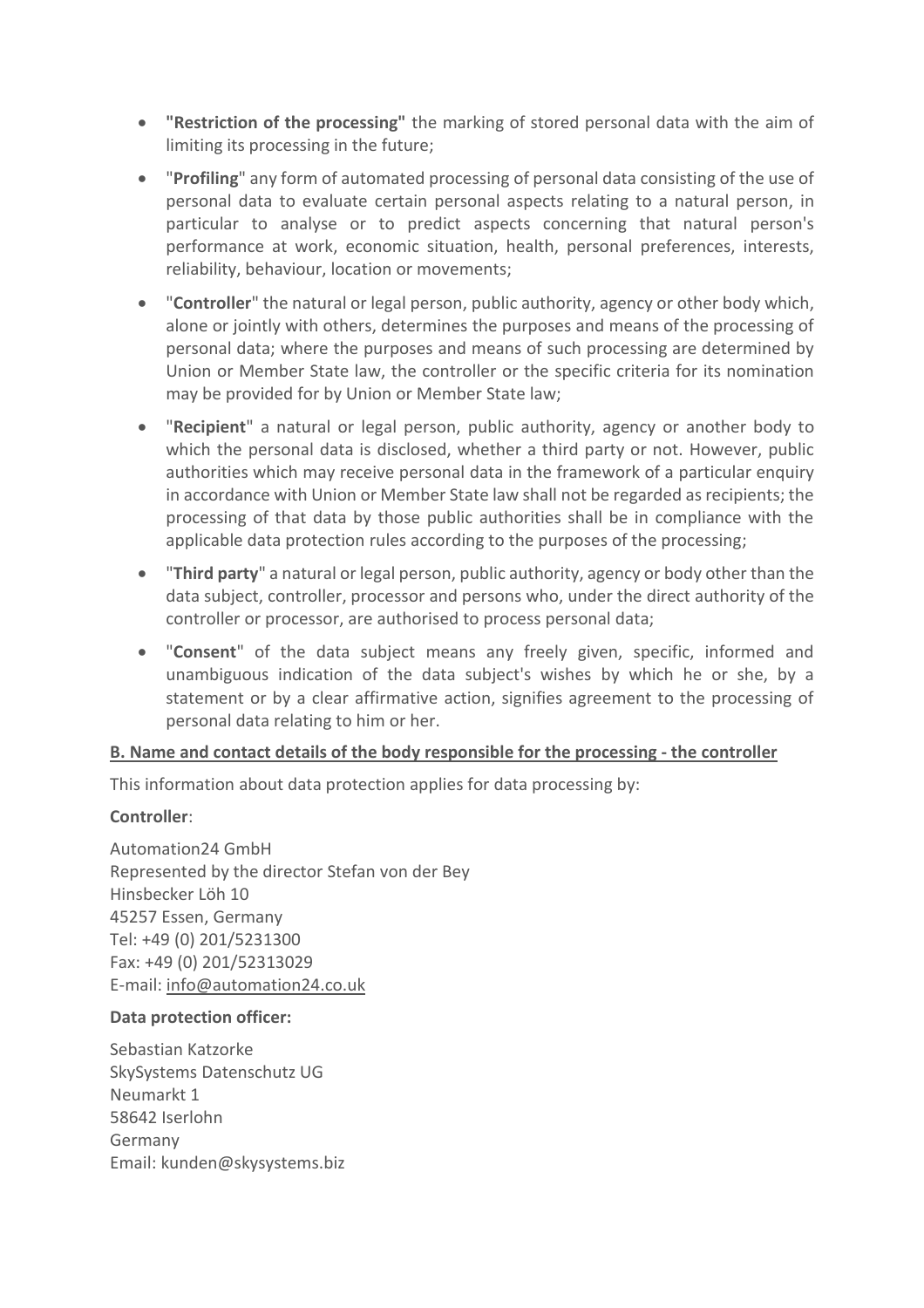- **"Restriction of the processing"** the marking of stored personal data with the aim of limiting its processing in the future;
- "**Profiling**" any form of automated processing of personal data consisting of the use of personal data to evaluate certain personal aspects relating to a natural person, in particular to analyse or to predict aspects concerning that natural person's performance at work, economic situation, health, personal preferences, interests, reliability, behaviour, location or movements;
- "**Controller**" the natural or legal person, public authority, agency or other body which, alone or jointly with others, determines the purposes and means of the processing of personal data; where the purposes and means of such processing are determined by Union or Member State law, the controller or the specific criteria for its nomination may be provided for by Union or Member State law;
- "**Recipient**" a natural or legal person, public authority, agency or another body to which the personal data is disclosed, whether a third party or not. However, public authorities which may receive personal data in the framework of a particular enquiry in accordance with Union or Member State law shall not be regarded as recipients; the processing of that data by those public authorities shall be in compliance with the applicable data protection rules according to the purposes of the processing;
- "**Third party**" a natural or legal person, public authority, agency or body other than the data subject, controller, processor and persons who, under the direct authority of the controller or processor, are authorised to process personal data;
- "**Consent**" of the data subject means any freely given, specific, informed and unambiguous indication of the data subject's wishes by which he or she, by a statement or by a clear affirmative action, signifies agreement to the processing of personal data relating to him or her.

**B. Name and contact details of the body responsible for the processing - the controller**

This information about data protection applies for data processing by:

**Controller**:

Automation24 GmbH
Represented by the director Stefan von der Bey
Hinsbecker Löh 10
45257 Essen, Germany
Tel: +49 (0) 201/5231300
Fax: +49 (0) 201/52313029
E-mail: info@automation24.co.uk

**Data protection officer:**

Sebastian Katzorke
SkySystems Datenschutz UG
Neumarkt 1
58642 Iserlohn
Germany
Email: kunden@skysystems.biz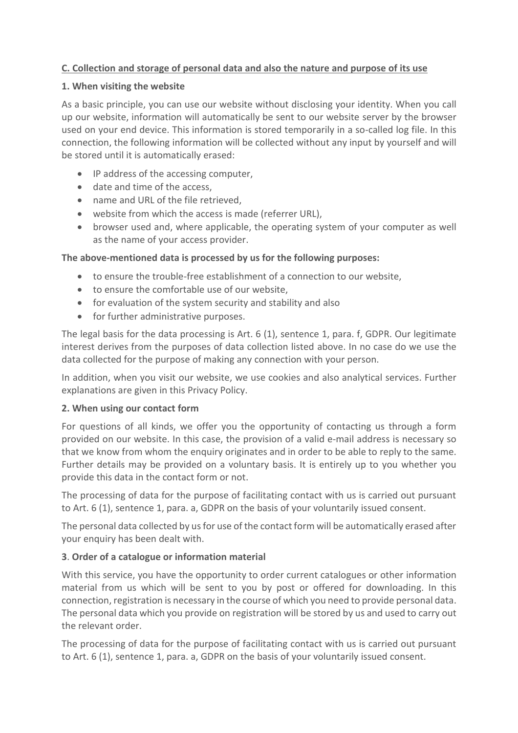## C. Collection and storage of personal data and also the nature and purpose of its use

### 1. When visiting the website

As a basic principle, you can use our website without disclosing your identity. When you call up our website, information will automatically be sent to our website server by the browser used on your end device. This information is stored temporarily in a so-called log file. In this connection, the following information will be collected without any input by yourself and will be stored until it is automatically erased:

- IP address of the accessing computer,
- date and time of the access,
- name and URL of the file retrieved,
- website from which the access is made (referrer URL),
- browser used and, where applicable, the operating system of your computer as well as the name of your access provider.

**The above-mentioned data is processed by us for the following purposes:**

- to ensure the trouble-free establishment of a connection to our website,
- to ensure the comfortable use of our website,
- for evaluation of the system security and stability and also
- for further administrative purposes.

The legal basis for the data processing is Art. 6 (1), sentence 1, para. f, GDPR. Our legitimate interest derives from the purposes of data collection listed above. In no case do we use the data collected for the purpose of making any connection with your person.

In addition, when you visit our website, we use cookies and also analytical services. Further explanations are given in this Privacy Policy.

### 2. When using our contact form

For questions of all kinds, we offer you the opportunity of contacting us through a form provided on our website. In this case, the provision of a valid e-mail address is necessary so that we know from whom the enquiry originates and in order to be able to reply to the same. Further details may be provided on a voluntary basis. It is entirely up to you whether you provide this data in the contact form or not.

The processing of data for the purpose of facilitating contact with us is carried out pursuant to Art. 6 (1), sentence 1, para. a, GDPR on the basis of your voluntarily issued consent.

The personal data collected by us for use of the contact form will be automatically erased after your enquiry has been dealt with.

### 3. Order of a catalogue or information material

With this service, you have the opportunity to order current catalogues or other information material from us which will be sent to you by post or offered for downloading. In this connection, registration is necessary in the course of which you need to provide personal data. The personal data which you provide on registration will be stored by us and used to carry out the relevant order.

The processing of data for the purpose of facilitating contact with us is carried out pursuant to Art. 6 (1), sentence 1, para. a, GDPR on the basis of your voluntarily issued consent.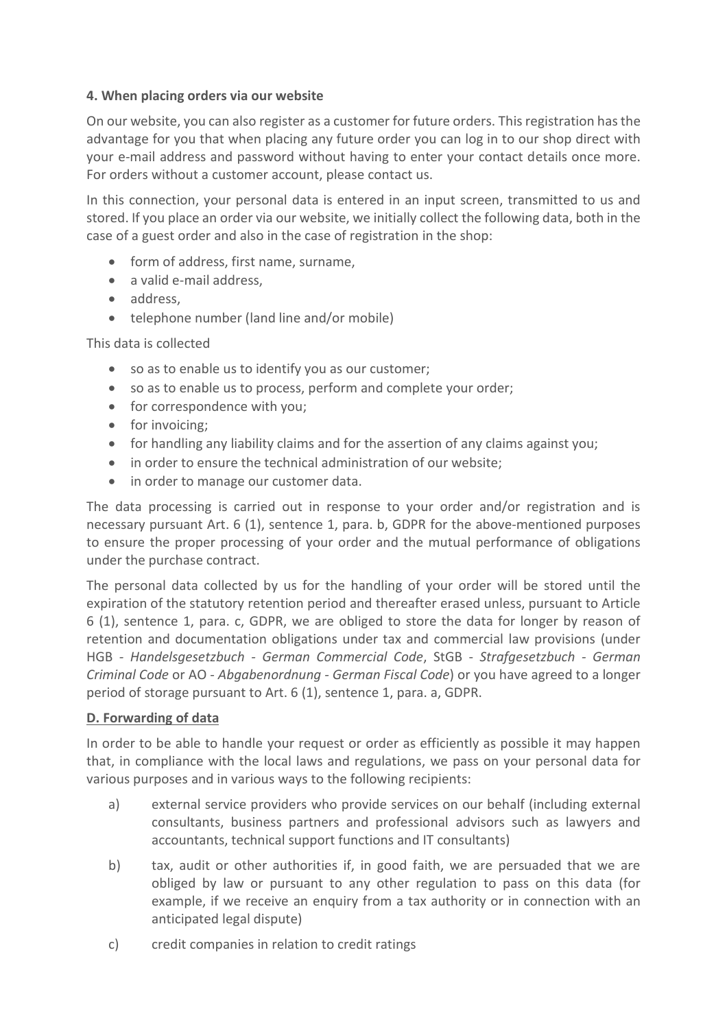**4. When placing orders via our website**

On our website, you can also register as a customer for future orders. This registration has the advantage for you that when placing any future order you can log in to our shop direct with your e-mail address and password without having to enter your contact details once more. For orders without a customer account, please contact us.

In this connection, your personal data is entered in an input screen, transmitted to us and stored. If you place an order via our website, we initially collect the following data, both in the case of a guest order and also in the case of registration in the shop:

- form of address, first name, surname,
- a valid e-mail address,
- address,
- telephone number (land line and/or mobile)

This data is collected

- so as to enable us to identify you as our customer;
- so as to enable us to process, perform and complete your order;
- for correspondence with you;
- for invoicing;
- for handling any liability claims and for the assertion of any claims against you;
- in order to ensure the technical administration of our website;
- in order to manage our customer data.

The data processing is carried out in response to your order and/or registration and is necessary pursuant Art. 6 (1), sentence 1, para. b, GDPR for the above-mentioned purposes to ensure the proper processing of your order and the mutual performance of obligations under the purchase contract.

The personal data collected by us for the handling of your order will be stored until the expiration of the statutory retention period and thereafter erased unless, pursuant to Article 6 (1), sentence 1, para. c, GDPR, we are obliged to store the data for longer by reason of retention and documentation obligations under tax and commercial law provisions (under HGB - *Handelsgesetzbuch - German Commercial Code*, StGB - *Strafgesetzbuch - German Criminal Code* or AO - *Abgabenordnung - German Fiscal Code*) or you have agreed to a longer period of storage pursuant to Art. 6 (1), sentence 1, para. a, GDPR.

**D. Forwarding of data**

In order to be able to handle your request or order as efficiently as possible it may happen that, in compliance with the local laws and regulations, we pass on your personal data for various purposes and in various ways to the following recipients:

a) external service providers who provide services on our behalf (including external consultants, business partners and professional advisors such as lawyers and accountants, technical support functions and IT consultants)

b) tax, audit or other authorities if, in good faith, we are persuaded that we are obliged by law or pursuant to any other regulation to pass on this data (for example, if we receive an enquiry from a tax authority or in connection with an anticipated legal dispute)

c) credit companies in relation to credit ratings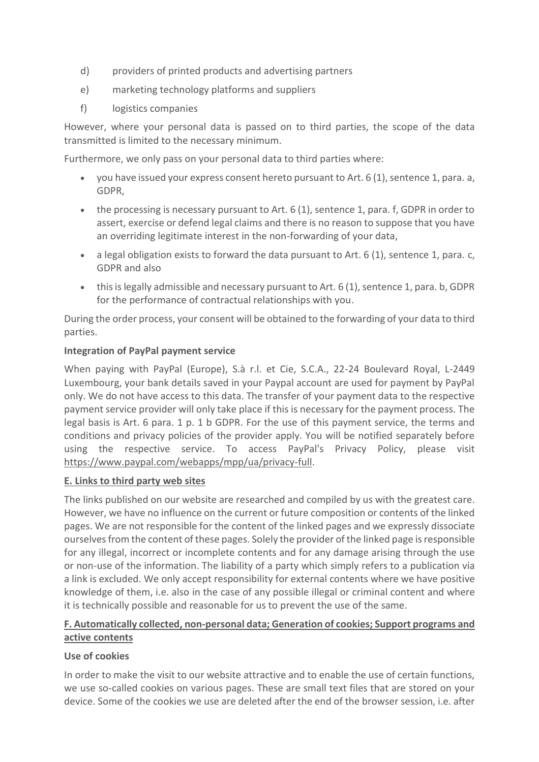d) providers of printed products and advertising partners

e) marketing technology platforms and suppliers

f) logistics companies

However, where your personal data is passed on to third parties, the scope of the data transmitted is limited to the necessary minimum.

Furthermore, we only pass on your personal data to third parties where:

- you have issued your express consent hereto pursuant to Art. 6 (1), sentence 1, para. a, GDPR,
- the processing is necessary pursuant to Art. 6 (1), sentence 1, para. f, GDPR in order to assert, exercise or defend legal claims and there is no reason to suppose that you have an overriding legitimate interest in the non-forwarding of your data,
- a legal obligation exists to forward the data pursuant to Art. 6 (1), sentence 1, para. c, GDPR and also
- this is legally admissible and necessary pursuant to Art. 6 (1), sentence 1, para. b, GDPR for the performance of contractual relationships with you.

During the order process, your consent will be obtained to the forwarding of your data to third parties.

**Integration of PayPal payment service**

When paying with PayPal (Europe), S.à r.l. et Cie, S.C.A., 22-24 Boulevard Royal, L-2449 Luxembourg, your bank details saved in your Paypal account are used for payment by PayPal only. We do not have access to this data. The transfer of your payment data to the respective payment service provider will only take place if this is necessary for the payment process. The legal basis is Art. 6 para. 1 p. 1 b GDPR. For the use of this payment service, the terms and conditions and privacy policies of the provider apply. You will be notified separately before using the respective service. To access PayPal's Privacy Policy, please visit https://www.paypal.com/webapps/mpp/ua/privacy-full.

## E. Links to third party web sites

The links published on our website are researched and compiled by us with the greatest care. However, we have no influence on the current or future composition or contents of the linked pages. We are not responsible for the content of the linked pages and we expressly dissociate ourselves from the content of these pages. Solely the provider of the linked page is responsible for any illegal, incorrect or incomplete contents and for any damage arising through the use or non-use of the information. The liability of a party which simply refers to a publication via a link is excluded. We only accept responsibility for external contents where we have positive knowledge of them, i.e. also in the case of any possible illegal or criminal content and where it is technically possible and reasonable for us to prevent the use of the same.

## F. Automatically collected, non-personal data; Generation of cookies; Support programs and active contents

**Use of cookies**

In order to make the visit to our website attractive and to enable the use of certain functions, we use so-called cookies on various pages. These are small text files that are stored on your device. Some of the cookies we use are deleted after the end of the browser session, i.e. after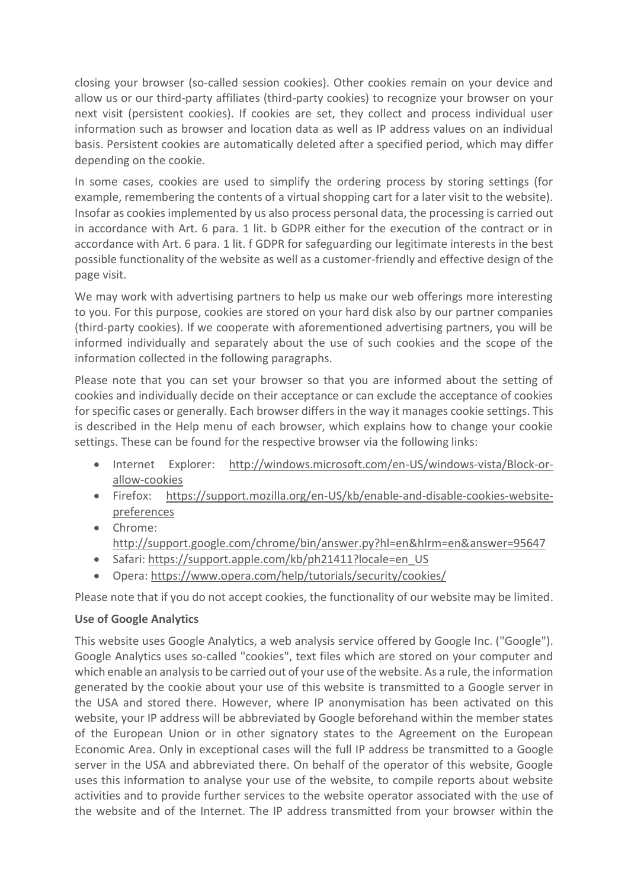closing your browser (so-called session cookies). Other cookies remain on your device and allow us or our third-party affiliates (third-party cookies) to recognize your browser on your next visit (persistent cookies). If cookies are set, they collect and process individual user information such as browser and location data as well as IP address values on an individual basis. Persistent cookies are automatically deleted after a specified period, which may differ depending on the cookie.

In some cases, cookies are used to simplify the ordering process by storing settings (for example, remembering the contents of a virtual shopping cart for a later visit to the website). Insofar as cookies implemented by us also process personal data, the processing is carried out in accordance with Art. 6 para. 1 lit. b GDPR either for the execution of the contract or in accordance with Art. 6 para. 1 lit. f GDPR for safeguarding our legitimate interests in the best possible functionality of the website as well as a customer-friendly and effective design of the page visit.

We may work with advertising partners to help us make our web offerings more interesting to you. For this purpose, cookies are stored on your hard disk also by our partner companies (third-party cookies). If we cooperate with aforementioned advertising partners, you will be informed individually and separately about the use of such cookies and the scope of the information collected in the following paragraphs.

Please note that you can set your browser so that you are informed about the setting of cookies and individually decide on their acceptance or can exclude the acceptance of cookies for specific cases or generally. Each browser differs in the way it manages cookie settings. This is described in the Help menu of each browser, which explains how to change your cookie settings. These can be found for the respective browser via the following links:

- Internet Explorer: http://windows.microsoft.com/en-US/windows-vista/Block-or-allow-cookies
- Firefox: https://support.mozilla.org/en-US/kb/enable-and-disable-cookies-website-preferences
- Chrome: http://support.google.com/chrome/bin/answer.py?hl=en&hlrm=en&answer=95647
- Safari: https://support.apple.com/kb/ph21411?locale=en_US
- Opera: https://www.opera.com/help/tutorials/security/cookies/

Please note that if you do not accept cookies, the functionality of our website may be limited.

**Use of Google Analytics**

This website uses Google Analytics, a web analysis service offered by Google Inc. ("Google"). Google Analytics uses so-called "cookies", text files which are stored on your computer and which enable an analysis to be carried out of your use of the website. As a rule, the information generated by the cookie about your use of this website is transmitted to a Google server in the USA and stored there. However, where IP anonymisation has been activated on this website, your IP address will be abbreviated by Google beforehand within the member states of the European Union or in other signatory states to the Agreement on the European Economic Area. Only in exceptional cases will the full IP address be transmitted to a Google server in the USA and abbreviated there. On behalf of the operator of this website, Google uses this information to analyse your use of the website, to compile reports about website activities and to provide further services to the website operator associated with the use of the website and of the Internet. The IP address transmitted from your browser within the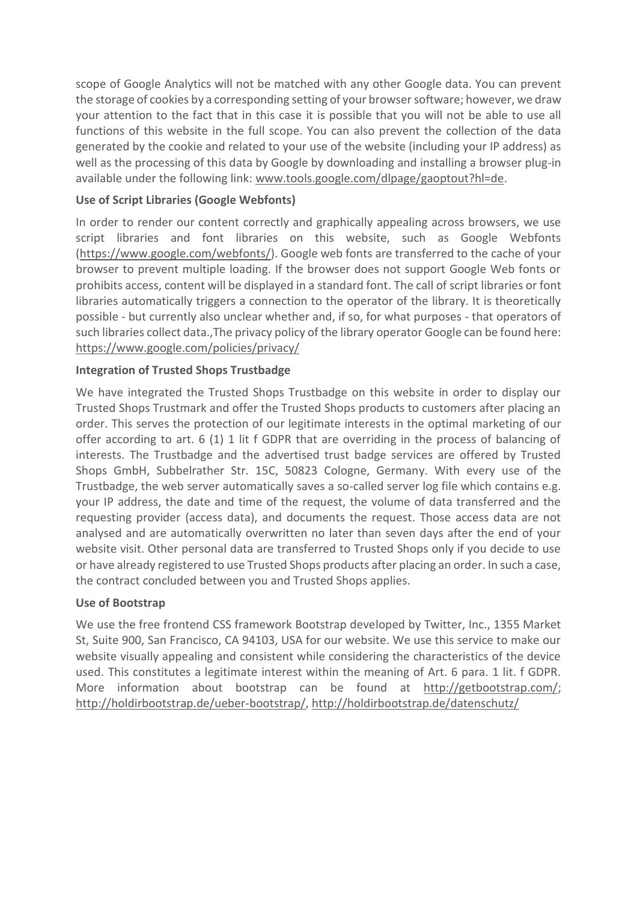scope of Google Analytics will not be matched with any other Google data. You can prevent the storage of cookies by a corresponding setting of your browser software; however, we draw your attention to the fact that in this case it is possible that you will not be able to use all functions of this website in the full scope. You can also prevent the collection of the data generated by the cookie and related to your use of the website (including your IP address) as well as the processing of this data by Google by downloading and installing a browser plug-in available under the following link: www.tools.google.com/dlpage/gaoptout?hl=de.

**Use of Script Libraries (Google Webfonts)**

In order to render our content correctly and graphically appealing across browsers, we use script libraries and font libraries on this website, such as Google Webfonts (https://www.google.com/webfonts/). Google web fonts are transferred to the cache of your browser to prevent multiple loading. If the browser does not support Google Web fonts or prohibits access, content will be displayed in a standard font. The call of script libraries or font libraries automatically triggers a connection to the operator of the library. It is theoretically possible - but currently also unclear whether and, if so, for what purposes - that operators of such libraries collect data.,The privacy policy of the library operator Google can be found here: https://www.google.com/policies/privacy/

**Integration of Trusted Shops Trustbadge**

We have integrated the Trusted Shops Trustbadge on this website in order to display our Trusted Shops Trustmark and offer the Trusted Shops products to customers after placing an order. This serves the protection of our legitimate interests in the optimal marketing of our offer according to art. 6 (1) 1 lit f GDPR that are overriding in the process of balancing of interests. The Trustbadge and the advertised trust badge services are offered by Trusted Shops GmbH, Subbelrather Str. 15C, 50823 Cologne, Germany. With every use of the Trustbadge, the web server automatically saves a so-called server log file which contains e.g. your IP address, the date and time of the request, the volume of data transferred and the requesting provider (access data), and documents the request. Those access data are not analysed and are automatically overwritten no later than seven days after the end of your website visit. Other personal data are transferred to Trusted Shops only if you decide to use or have already registered to use Trusted Shops products after placing an order. In such a case, the contract concluded between you and Trusted Shops applies.

**Use of Bootstrap**

We use the free frontend CSS framework Bootstrap developed by Twitter, Inc., 1355 Market St, Suite 900, San Francisco, CA 94103, USA for our website. We use this service to make our website visually appealing and consistent while considering the characteristics of the device used. This constitutes a legitimate interest within the meaning of Art. 6 para. 1 lit. f GDPR. More information about bootstrap can be found at http://getbootstrap.com/; http://holdirbootstrap.de/ueber-bootstrap/, http://holdirbootstrap.de/datenschutz/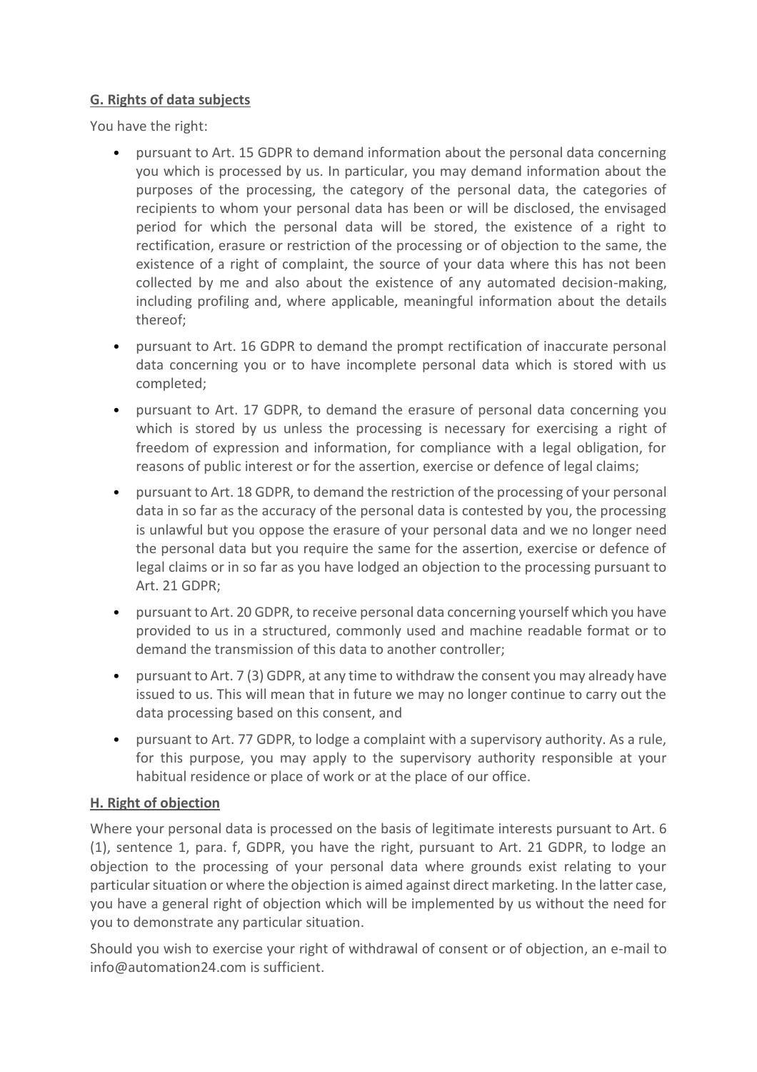## G. Rights of data subjects

You have the right:

- pursuant to Art. 15 GDPR to demand information about the personal data concerning you which is processed by us. In particular, you may demand information about the purposes of the processing, the category of the personal data, the categories of recipients to whom your personal data has been or will be disclosed, the envisaged period for which the personal data will be stored, the existence of a right to rectification, erasure or restriction of the processing or of objection to the same, the existence of a right of complaint, the source of your data where this has not been collected by me and also about the existence of any automated decision-making, including profiling and, where applicable, meaningful information about the details thereof;
- pursuant to Art. 16 GDPR to demand the prompt rectification of inaccurate personal data concerning you or to have incomplete personal data which is stored with us completed;
- pursuant to Art. 17 GDPR, to demand the erasure of personal data concerning you which is stored by us unless the processing is necessary for exercising a right of freedom of expression and information, for compliance with a legal obligation, for reasons of public interest or for the assertion, exercise or defence of legal claims;
- pursuant to Art. 18 GDPR, to demand the restriction of the processing of your personal data in so far as the accuracy of the personal data is contested by you, the processing is unlawful but you oppose the erasure of your personal data and we no longer need the personal data but you require the same for the assertion, exercise or defence of legal claims or in so far as you have lodged an objection to the processing pursuant to Art. 21 GDPR;
- pursuant to Art. 20 GDPR, to receive personal data concerning yourself which you have provided to us in a structured, commonly used and machine readable format or to demand the transmission of this data to another controller;
- pursuant to Art. 7 (3) GDPR, at any time to withdraw the consent you may already have issued to us. This will mean that in future we may no longer continue to carry out the data processing based on this consent, and
- pursuant to Art. 77 GDPR, to lodge a complaint with a supervisory authority. As a rule, for this purpose, you may apply to the supervisory authority responsible at your habitual residence or place of work or at the place of our office.

## H. Right of objection

Where your personal data is processed on the basis of legitimate interests pursuant to Art. 6 (1), sentence 1, para. f, GDPR, you have the right, pursuant to Art. 21 GDPR, to lodge an objection to the processing of your personal data where grounds exist relating to your particular situation or where the objection is aimed against direct marketing. In the latter case, you have a general right of objection which will be implemented by us without the need for you to demonstrate any particular situation.

Should you wish to exercise your right of withdrawal of consent or of objection, an e-mail to info@automation24.com is sufficient.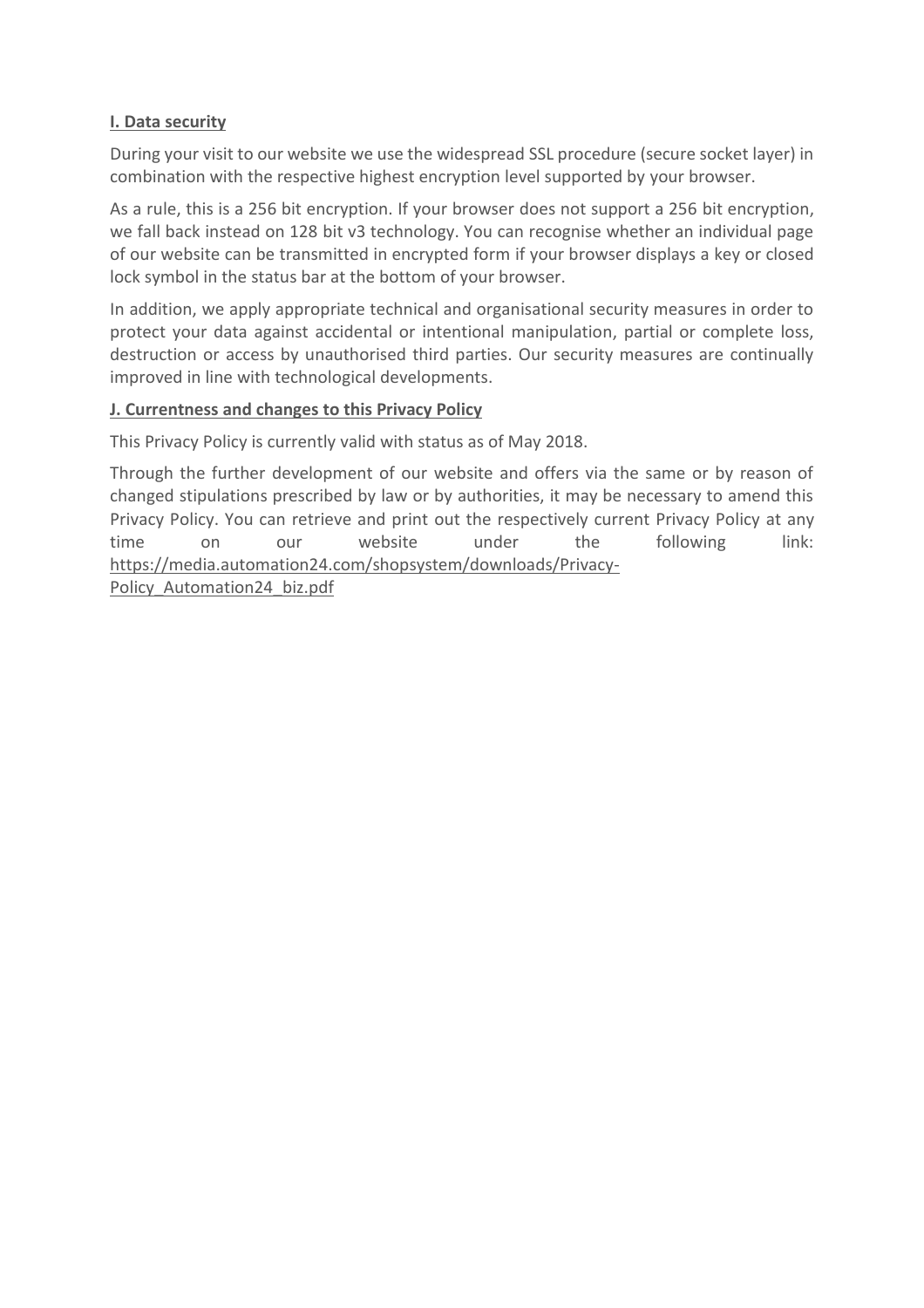## I. Data security

During your visit to our website we use the widespread SSL procedure (secure socket layer) in combination with the respective highest encryption level supported by your browser.

As a rule, this is a 256 bit encryption. If your browser does not support a 256 bit encryption, we fall back instead on 128 bit v3 technology. You can recognise whether an individual page of our website can be transmitted in encrypted form if your browser displays a key or closed lock symbol in the status bar at the bottom of your browser.

In addition, we apply appropriate technical and organisational security measures in order to protect your data against accidental or intentional manipulation, partial or complete loss, destruction or access by unauthorised third parties. Our security measures are continually improved in line with technological developments.

## J. Currentness and changes to this Privacy Policy

This Privacy Policy is currently valid with status as of May 2018.

Through the further development of our website and offers via the same or by reason of changed stipulations prescribed by law or by authorities, it may be necessary to amend this Privacy Policy. You can retrieve and print out the respectively current Privacy Policy at any time on our website under the following link: [https://media.automation24.com/shopsystem/downloads/Privacy-Policy_Automation24_biz.pdf](https://media.automation24.com/shopsystem/downloads/Privacy-Policy_Automation24_biz.pdf)